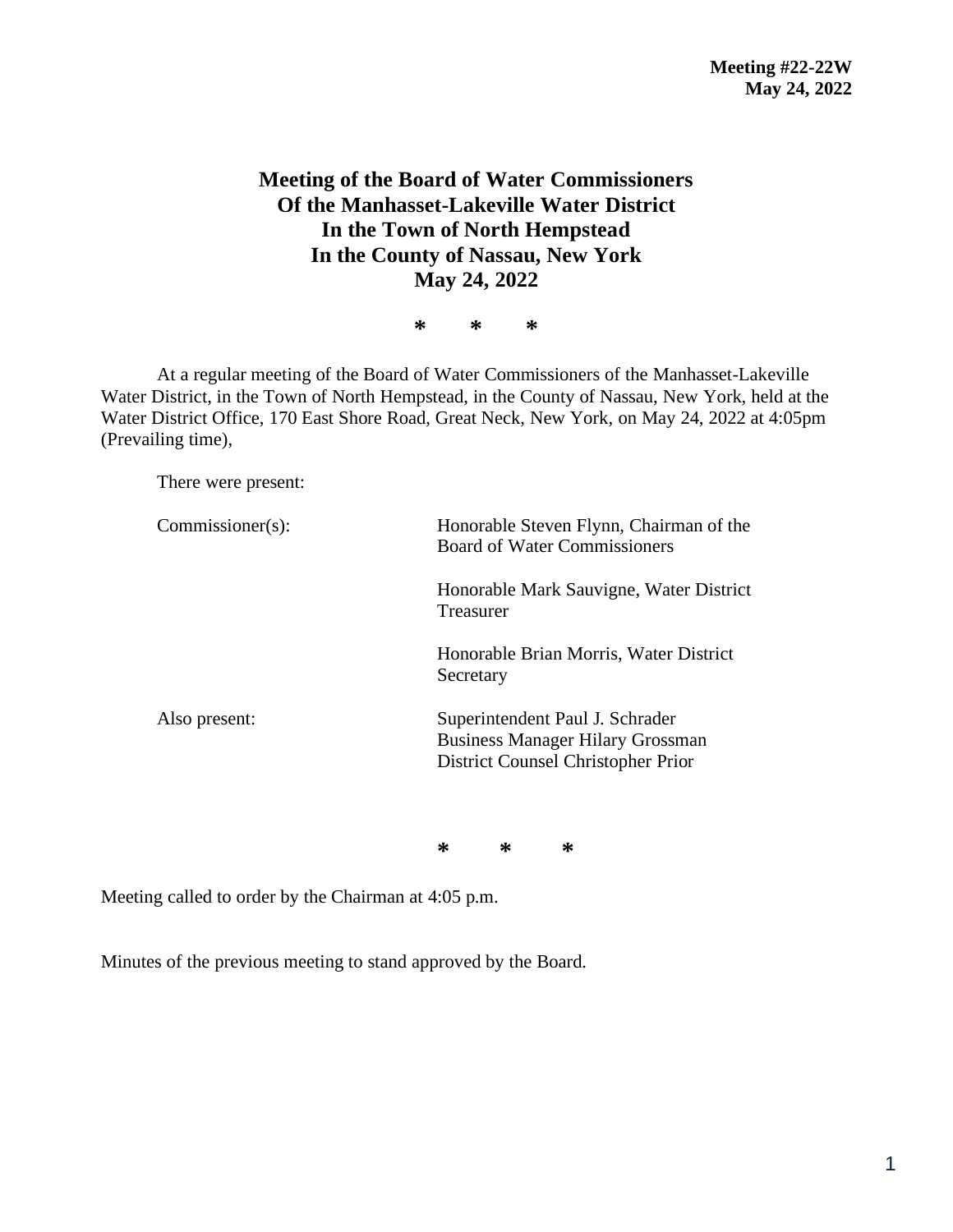**Meeting #22-22W**
**May 24, 2022**

# Meeting of the Board of Water Commissioners Of the Manhasset-Lakeville Water District In the Town of North Hempstead In the County of Nassau, New York May 24, 2022

\* \* \*

At a regular meeting of the Board of Water Commissioners of the Manhasset-Lakeville Water District, in the Town of North Hempstead, in the County of Nassau, New York, held at the Water District Office, 170 East Shore Road, Great Neck, New York, on May 24, 2022 at 4:05pm (Prevailing time),

There were present:

| | |
|---|---|
| Commissioner(s): | Honorable Steven Flynn, Chairman of the Board of Water Commissioners |
| | Honorable Mark Sauvigne, Water District Treasurer |
| | Honorable Brian Morris, Water District Secretary |
| Also present: | Superintendent Paul J. Schrader<br>Business Manager Hilary Grossman<br>District Counsel Christopher Prior |

\* \* \*

Meeting called to order by the Chairman at 4:05 p.m.

Minutes of the previous meeting to stand approved by the Board.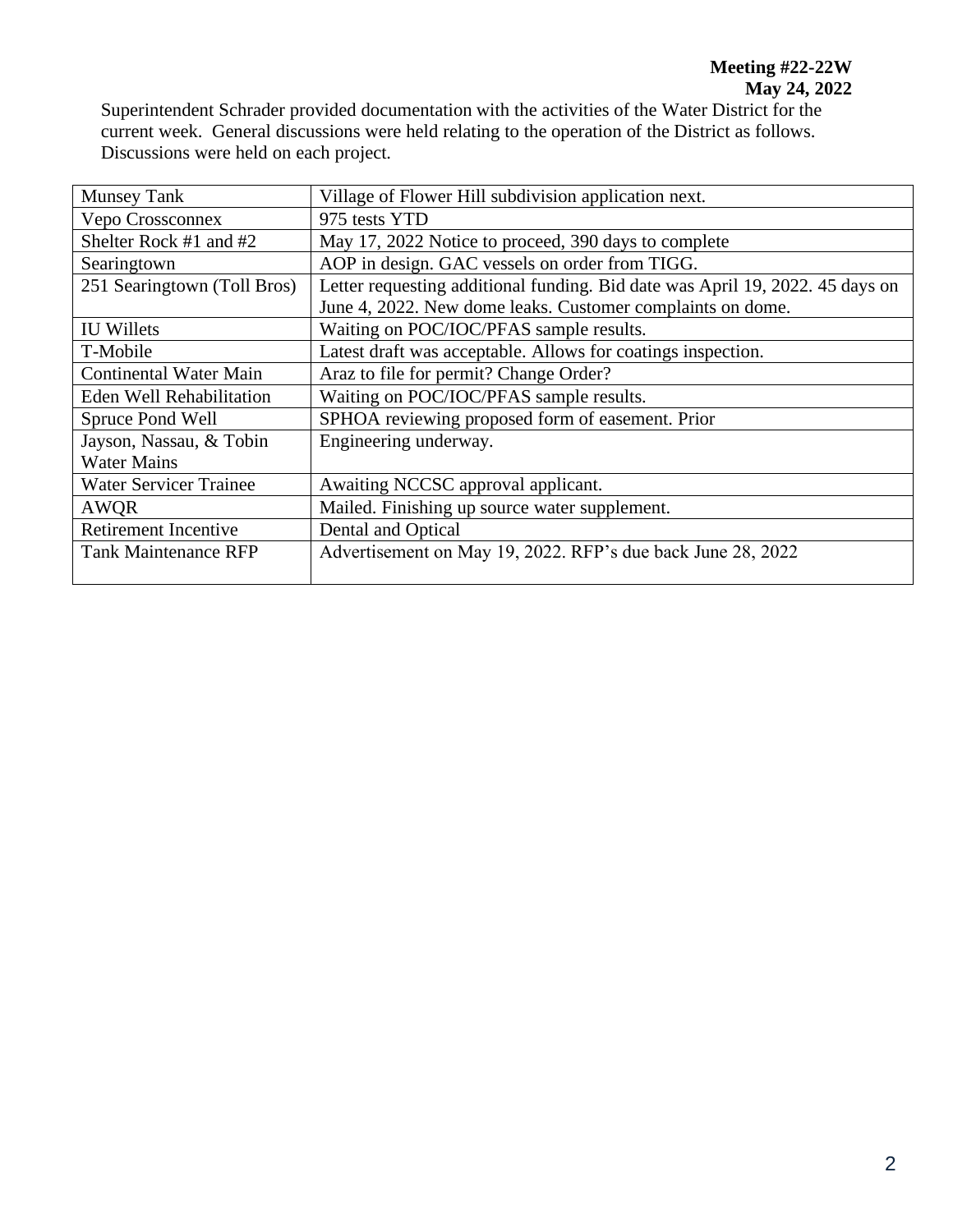**Meeting #22-22W**
**May 24, 2022**

Superintendent Schrader provided documentation with the activities of the Water District for the current week. General discussions were held relating to the operation of the District as follows. Discussions were held on each project.

| | |
|---|---|
| Munsey Tank | Village of Flower Hill subdivision application next. |
| Vepo Crossconnex | 975 tests YTD |
| Shelter Rock #1 and #2 | May 17, 2022 Notice to proceed, 390 days to complete |
| Searingtown | AOP in design. GAC vessels on order from TIGG. |
| 251 Searingtown (Toll Bros) | Letter requesting additional funding. Bid date was April 19, 2022. 45 days on June 4, 2022. New dome leaks. Customer complaints on dome. |
| IU Willets | Waiting on POC/IOC/PFAS sample results. |
| T-Mobile | Latest draft was acceptable. Allows for coatings inspection. |
| Continental Water Main | Araz to file for permit? Change Order? |
| Eden Well Rehabilitation | Waiting on POC/IOC/PFAS sample results. |
| Spruce Pond Well | SPHOA reviewing proposed form of easement. Prior |
| Jayson, Nassau, & Tobin Water Mains | Engineering underway. |
| Water Servicer Trainee | Awaiting NCCSC approval applicant. |
| AWQR | Mailed. Finishing up source water supplement. |
| Retirement Incentive | Dental and Optical |
| Tank Maintenance RFP | Advertisement on May 19, 2022. RFP's due back June 28, 2022 |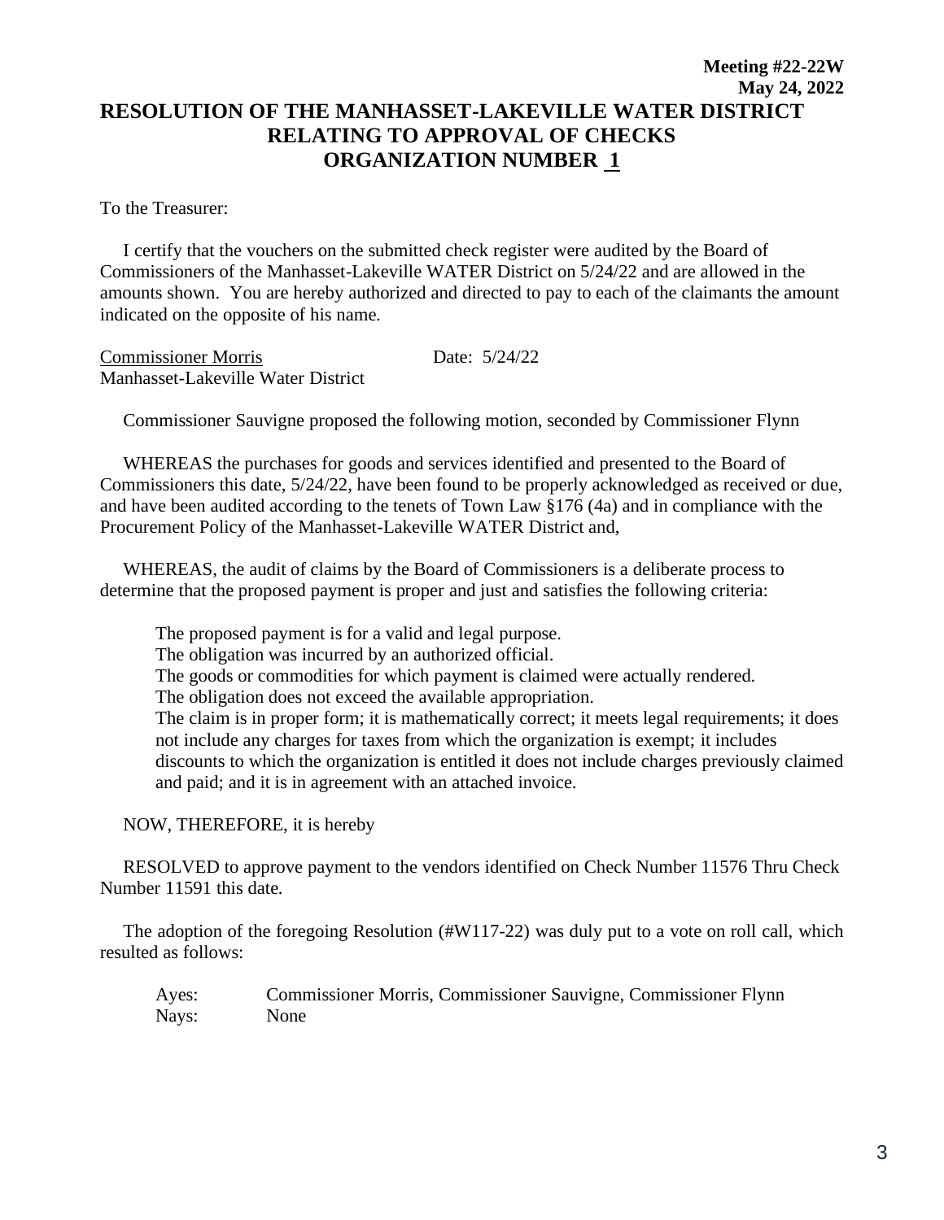**Meeting #22-22W**
**May 24, 2022**

# RESOLUTION OF THE MANHASSET-LAKEVILLE WATER DISTRICT RELATING TO APPROVAL OF CHECKS ORGANIZATION NUMBER 1

To the Treasurer:

I certify that the vouchers on the submitted check register were audited by the Board of Commissioners of the Manhasset-Lakeville WATER District on 5/24/22 and are allowed in the amounts shown. You are hereby authorized and directed to pay to each of the claimants the amount indicated on the opposite of his name.

Commissioner Morris    Date: 5/24/22
Manhasset-Lakeville Water District

Commissioner Sauvigne proposed the following motion, seconded by Commissioner Flynn

WHEREAS the purchases for goods and services identified and presented to the Board of Commissioners this date, 5/24/22, have been found to be properly acknowledged as received or due, and have been audited according to the tenets of Town Law §176 (4a) and in compliance with the Procurement Policy of the Manhasset-Lakeville WATER District and,

WHEREAS, the audit of claims by the Board of Commissioners is a deliberate process to determine that the proposed payment is proper and just and satisfies the following criteria:

The proposed payment is for a valid and legal purpose.
The obligation was incurred by an authorized official.
The goods or commodities for which payment is claimed were actually rendered.
The obligation does not exceed the available appropriation.
The claim is in proper form; it is mathematically correct; it meets legal requirements; it does not include any charges for taxes from which the organization is exempt; it includes discounts to which the organization is entitled it does not include charges previously claimed and paid; and it is in agreement with an attached invoice.

NOW, THEREFORE, it is hereby

RESOLVED to approve payment to the vendors identified on Check Number 11576 Thru Check Number 11591 this date.

The adoption of the foregoing Resolution (#W117-22) was duly put to a vote on roll call, which resulted as follows:

Ayes: Commissioner Morris, Commissioner Sauvigne, Commissioner Flynn
Nays: None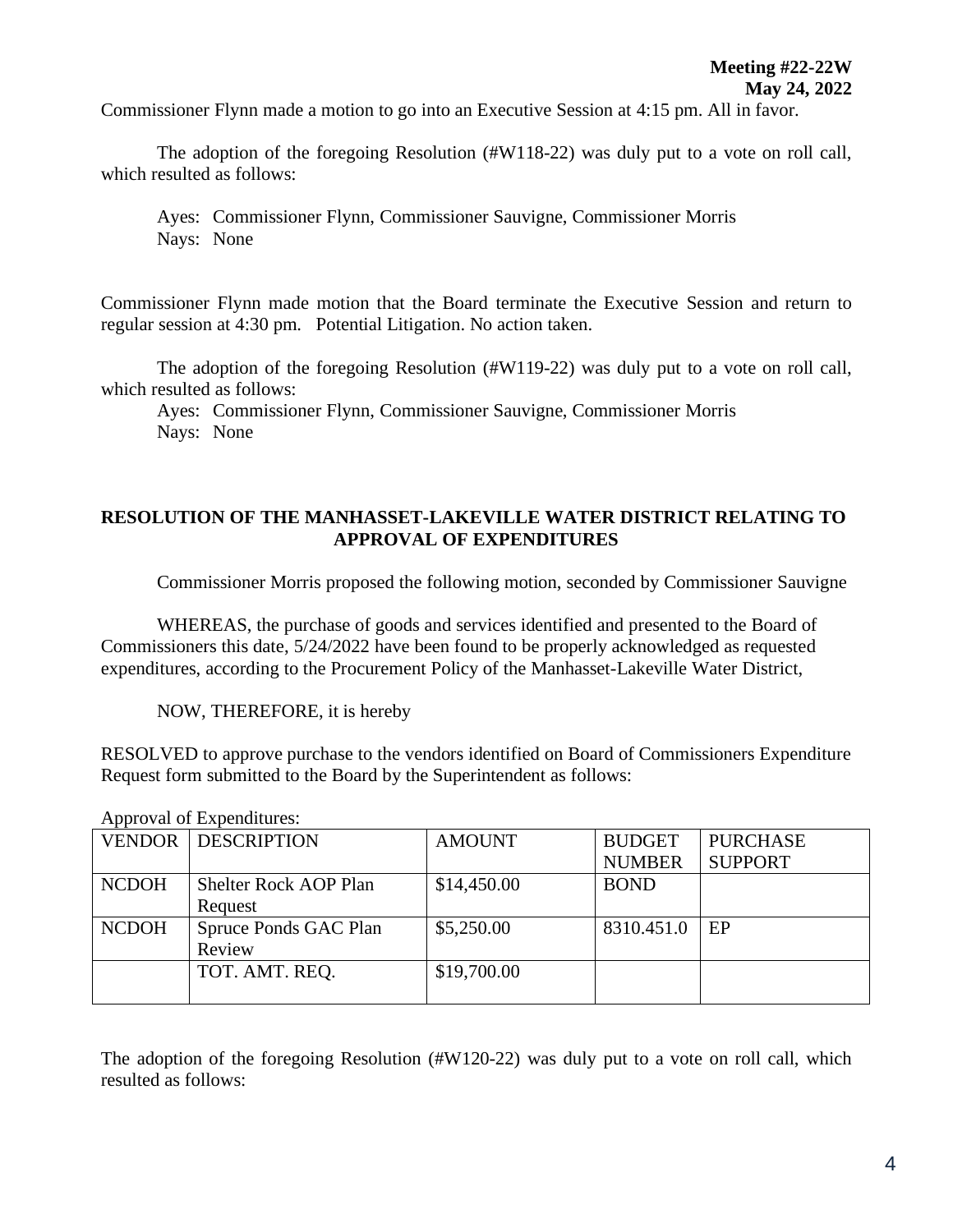Commissioner Flynn made a motion to go into an Executive Session at 4:15 pm. All in favor.

The adoption of the foregoing Resolution (#W118-22) was duly put to a vote on roll call, which resulted as follows:

Ayes: Commissioner Flynn, Commissioner Sauvigne, Commissioner Morris
Nays: None

Commissioner Flynn made motion that the Board terminate the Executive Session and return to regular session at 4:30 pm. Potential Litigation. No action taken.

The adoption of the foregoing Resolution (#W119-22) was duly put to a vote on roll call, which resulted as follows:

Ayes: Commissioner Flynn, Commissioner Sauvigne, Commissioner Morris
Nays: None

## RESOLUTION OF THE MANHASSET-LAKEVILLE WATER DISTRICT RELATING TO APPROVAL OF EXPENDITURES

Commissioner Morris proposed the following motion, seconded by Commissioner Sauvigne

WHEREAS, the purchase of goods and services identified and presented to the Board of Commissioners this date, 5/24/2022 have been found to be properly acknowledged as requested expenditures, according to the Procurement Policy of the Manhasset-Lakeville Water District,

NOW, THEREFORE, it is hereby

RESOLVED to approve purchase to the vendors identified on Board of Commissioners Expenditure Request form submitted to the Board by the Superintendent as follows:

Approval of Expenditures:

| VENDOR | DESCRIPTION | AMOUNT | BUDGET NUMBER | PURCHASE SUPPORT |
|---|---|---|---|---|
| NCDOH | Shelter Rock AOP Plan Request | $14,450.00 | BOND | |
| NCDOH | Spruce Ponds GAC Plan Review | $5,250.00 | 8310.451.0 | EP |
| | TOT. AMT. REQ. | $19,700.00 | | |

The adoption of the foregoing Resolution (#W120-22) was duly put to a vote on roll call, which resulted as follows: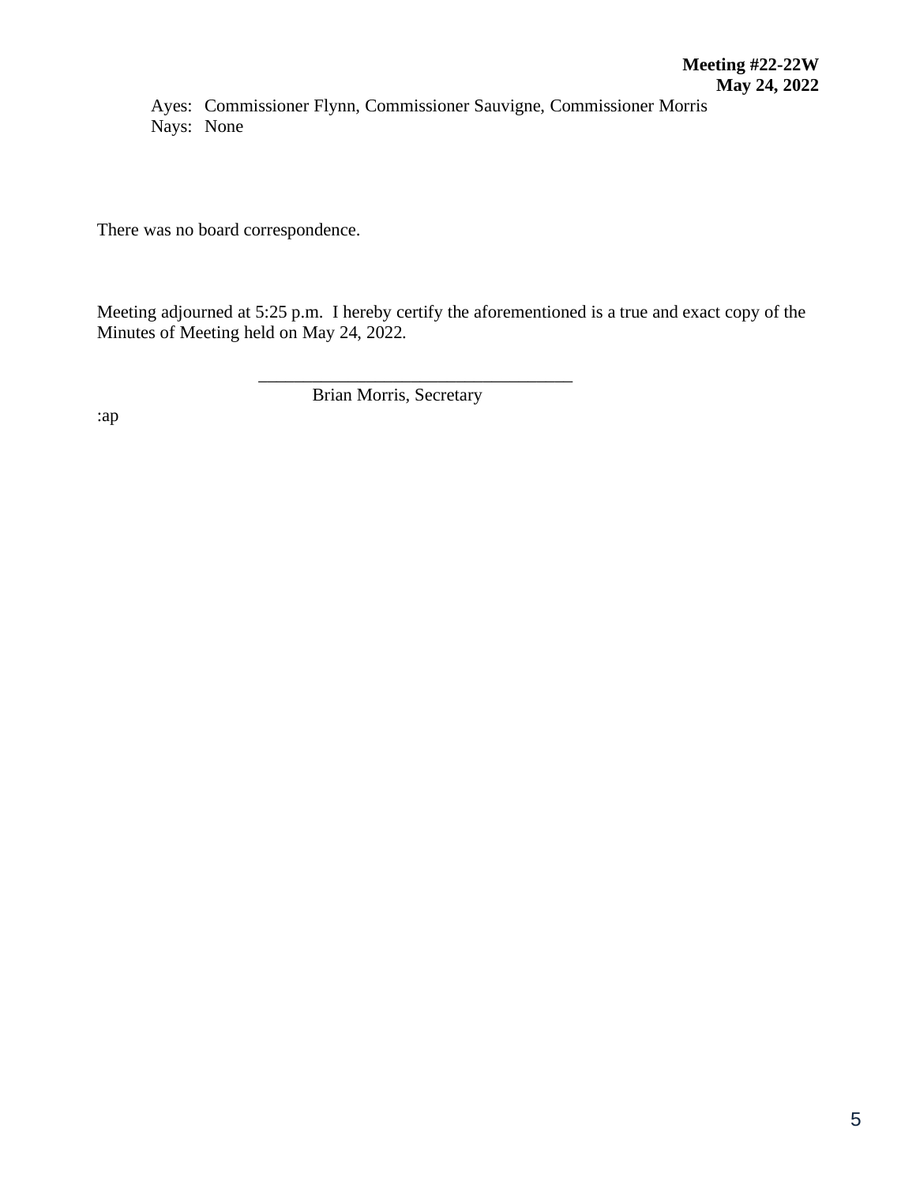Ayes: Commissioner Flynn, Commissioner Sauvigne, Commissioner Morris
Nays: None

There was no board correspondence.

Meeting adjourned at 5:25 p.m. I hereby certify the aforementioned is a true and exact copy of the Minutes of Meeting held on May 24, 2022.

\_\_\_\_\_\_\_\_\_\_\_\_\_\_\_\_\_\_\_\_\_\_\_\_\_\_\_\_\_\_\_\_\_\_\_\_

Brian Morris, Secretary

:ap